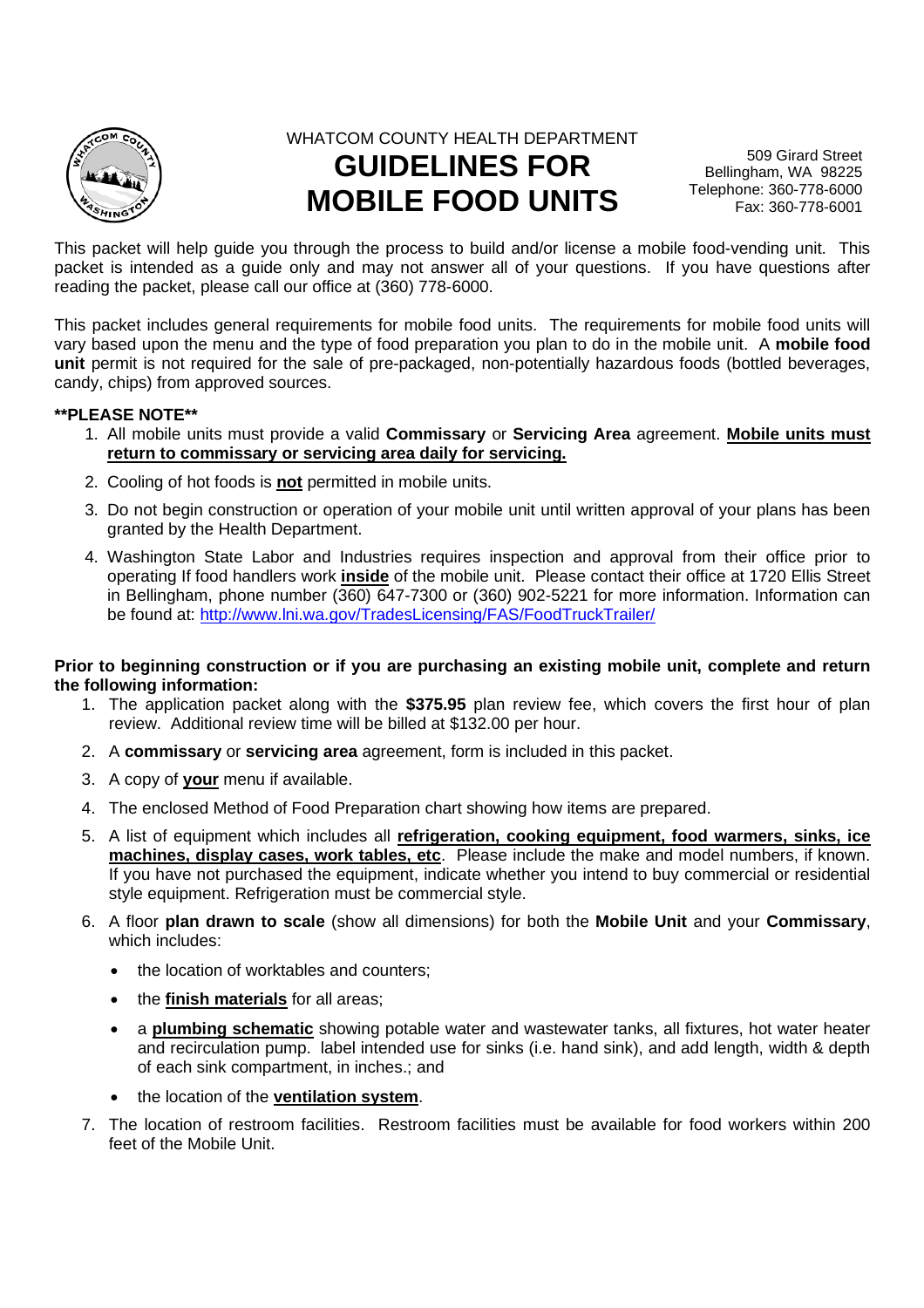WHATCOM COUNTY HEALTH DEPARTMENT

# GUIDELINES FOR MOBILE FOOD UNITS

509 Girard Street
Bellingham, WA 98225
Telephone: 360-778-6000
Fax: 360-778-6001

This packet will help guide you through the process to build and/or license a mobile food-vending unit. This packet is intended as a guide only and may not answer all of your questions. If you have questions after reading the packet, please call our office at (360) 778-6000.

This packet includes general requirements for mobile food units. The requirements for mobile food units will vary based upon the menu and the type of food preparation you plan to do in the mobile unit. A **mobile food unit** permit is not required for the sale of pre-packaged, non-potentially hazardous foods (bottled beverages, candy, chips) from approved sources.

**\*\*PLEASE NOTE\*\***

1. All mobile units must provide a valid **Commissary** or **Servicing Area** agreement. **Mobile units must return to commissary or servicing area daily for servicing.**
2. Cooling of hot foods is **not** permitted in mobile units.
3. Do not begin construction or operation of your mobile unit until written approval of your plans has been granted by the Health Department.
4. Washington State Labor and Industries requires inspection and approval from their office prior to operating If food handlers work **inside** of the mobile unit. Please contact their office at 1720 Ellis Street in Bellingham, phone number (360) 647-7300 or (360) 902-5221 for more information. Information can be found at: http://www.lni.wa.gov/TradesLicensing/FAS/FoodTruckTrailer/

**Prior to beginning construction or if you are purchasing an existing mobile unit, complete and return the following information:**

1. The application packet along with the **$375.95** plan review fee, which covers the first hour of plan review. Additional review time will be billed at $132.00 per hour.
2. A **commissary** or **servicing area** agreement, form is included in this packet.
3. A copy of **your** menu if available.
4. The enclosed Method of Food Preparation chart showing how items are prepared.
5. A list of equipment which includes all **refrigeration, cooking equipment, food warmers, sinks, ice machines, display cases, work tables, etc**. Please include the make and model numbers, if known. If you have not purchased the equipment, indicate whether you intend to buy commercial or residential style equipment. Refrigeration must be commercial style.
6. A floor **plan drawn to scale** (show all dimensions) for both the **Mobile Unit** and your **Commissary**, which includes:
   - the location of worktables and counters;
   - the **finish materials** for all areas;
   - a **plumbing schematic** showing potable water and wastewater tanks, all fixtures, hot water heater and recirculation pump. label intended use for sinks (i.e. hand sink), and add length, width & depth of each sink compartment, in inches.; and
   - the location of the **ventilation system**.
7. The location of restroom facilities. Restroom facilities must be available for food workers within 200 feet of the Mobile Unit.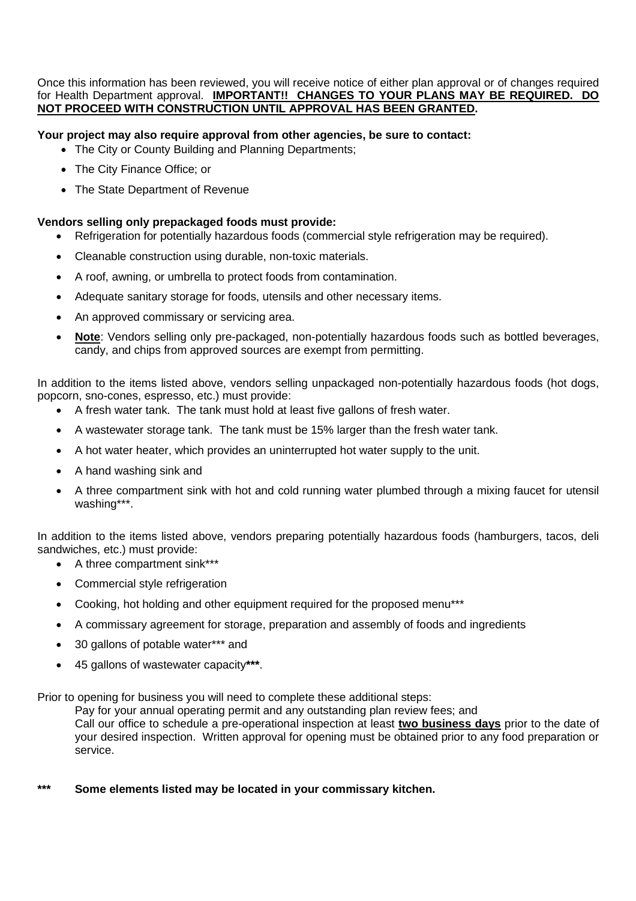Once this information has been reviewed, you will receive notice of either plan approval or of changes required for Health Department approval. **IMPORTANT!! CHANGES TO YOUR PLANS MAY BE REQUIRED. DO NOT PROCEED WITH CONSTRUCTION UNTIL APPROVAL HAS BEEN GRANTED.**

**Your project may also require approval from other agencies, be sure to contact:**

- The City or County Building and Planning Departments;
- The City Finance Office; or
- The State Department of Revenue

**Vendors selling only prepackaged foods must provide:**

- Refrigeration for potentially hazardous foods (commercial style refrigeration may be required).
- Cleanable construction using durable, non-toxic materials.
- A roof, awning, or umbrella to protect foods from contamination.
- Adequate sanitary storage for foods, utensils and other necessary items.
- An approved commissary or servicing area.
- **Note**: Vendors selling only pre-packaged, non-potentially hazardous foods such as bottled beverages, candy, and chips from approved sources are exempt from permitting.

In addition to the items listed above, vendors selling unpackaged non-potentially hazardous foods (hot dogs, popcorn, sno-cones, espresso, etc.) must provide:

- A fresh water tank. The tank must hold at least five gallons of fresh water.
- A wastewater storage tank. The tank must be 15% larger than the fresh water tank.
- A hot water heater, which provides an uninterrupted hot water supply to the unit.
- A hand washing sink and
- A three compartment sink with hot and cold running water plumbed through a mixing faucet for utensil washing***.

In addition to the items listed above, vendors preparing potentially hazardous foods (hamburgers, tacos, deli sandwiches, etc.) must provide:

- A three compartment sink***
- Commercial style refrigeration
- Cooking, hot holding and other equipment required for the proposed menu***
- A commissary agreement for storage, preparation and assembly of foods and ingredients
- 30 gallons of potable water*** and
- 45 gallons of wastewater capacity***.

Prior to opening for business you will need to complete these additional steps:

Pay for your annual operating permit and any outstanding plan review fees; and

Call our office to schedule a pre-operational inspection at least **two business days** prior to the date of your desired inspection. Written approval for opening must be obtained prior to any food preparation or service.

**\*\*\* Some elements listed may be located in your commissary kitchen.**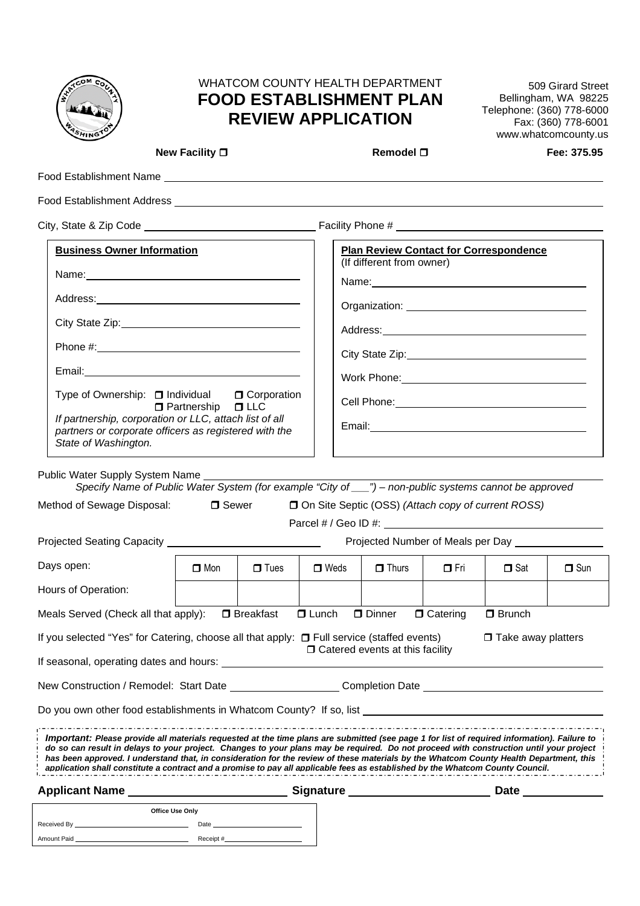WHATCOM COUNTY HEALTH DEPARTMENT

# FOOD ESTABLISHMENT PLAN REVIEW APPLICATION

509 Girard Street
Bellingham, WA 98225
Telephone: (360) 778-6000
Fax: (360) 778-6001
www.whatcomcounty.us

**New Facility** ☐ **Remodel** ☐ **Fee: 375.95**

Food Establishment Name ______________________________

Food Establishment Address ______________________________

City, State & Zip Code ______________________ Facility Phone # ______________________

**Business Owner Information**

Name: ______________________

Address: ______________________

City State Zip: ______________________

Phone #: ______________________

Email: ______________________

Type of Ownership: ☐ Individual ☐ Corporation ☐ Partnership ☐ LLC

*If partnership, corporation or LLC, attach list of all partners or corporate officers as registered with the State of Washington.*

**Plan Review Contact for Correspondence**
(If different from owner)

Name: ______________________

Organization: ______________________

Address: ______________________

City State Zip: ______________________

Work Phone: ______________________

Cell Phone: ______________________

Email: ______________________

Public Water Supply System Name ______________________

*Specify Name of Public Water System (for example "City of ___") – non-public systems cannot be approved*

Method of Sewage Disposal: ☐ Sewer ☐ On Site Septic (OSS) *(Attach copy of current ROSS)*

Parcel # / Geo ID #: ______________________

Projected Seating Capacity ______________________ Projected Number of Meals per Day ______________________

| Days open: | ☐ Mon | ☐ Tues | ☐ Weds | ☐ Thurs | ☐ Fri | ☐ Sat | ☐ Sun |
|---|---|---|---|---|---|---|---|
| Hours of Operation: | | | | | | | |

Meals Served (Check all that apply): ☐ Breakfast ☐ Lunch ☐ Dinner ☐ Catering ☐ Brunch

If you selected "Yes" for Catering, choose all that apply: ☐ Full service (staffed events) ☐ Catered events at this facility ☐ Take away platters

If seasonal, operating dates and hours: ______________________

New Construction / Remodel: Start Date ______________________ Completion Date ______________________

Do you own other food establishments in Whatcom County? If so, list ______________________

***Important:*** ***Please provide all materials requested at the time plans are submitted (see page 1 for list of required information). Failure to do so can result in delays to your project. Changes to your plans may be required. Do not proceed with construction until your project has been approved. I understand that, in consideration for the review of these materials by the Whatcom County Health Department, this application shall constitute a contract and a promise to pay all applicable fees as established by the Whatcom County Council.***

**Applicant Name** ______________________ **Signature** ______________________ **Date** ______________________

| Office Use Only | |
|---|---|
| Received By ______________________ | Date ______________________ |
| Amount Paid ______________________ | Receipt # ______________________ |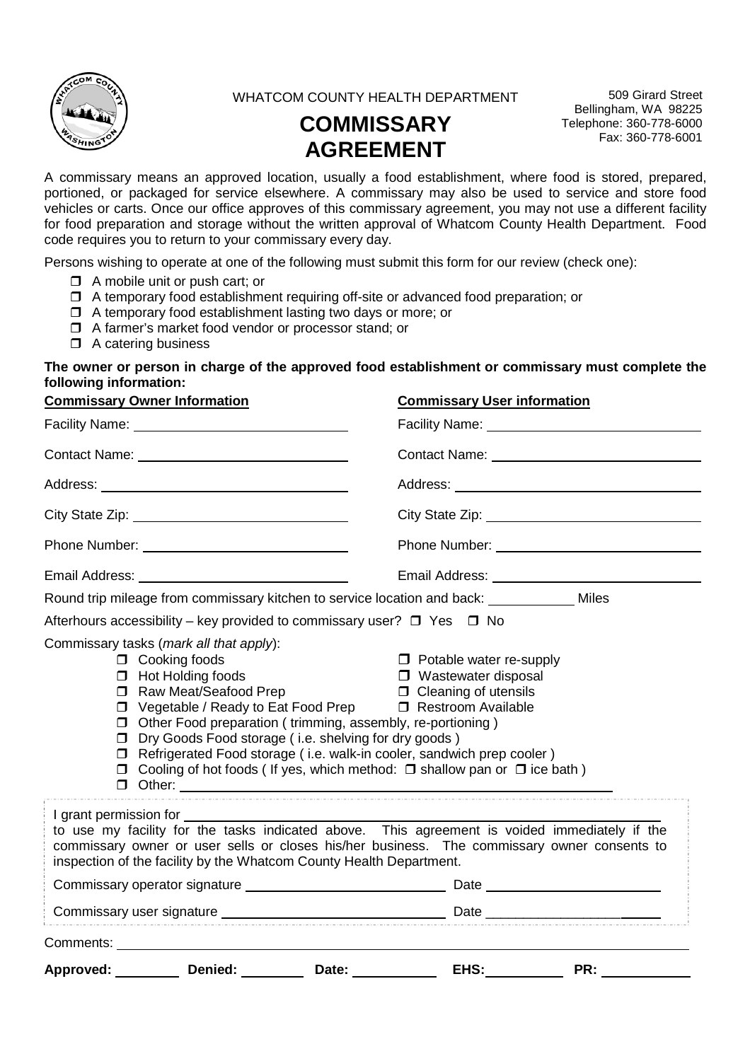WHATCOM COUNTY HEALTH DEPARTMENT

# COMMISSARY AGREEMENT

509 Girard Street
Bellingham, WA 98225
Telephone: 360-778-6000
Fax: 360-778-6001

A commissary means an approved location, usually a food establishment, where food is stored, prepared, portioned, or packaged for service elsewhere. A commissary may also be used to service and store food vehicles or carts. Once our office approves of this commissary agreement, you may not use a different facility for food preparation and storage without the written approval of Whatcom County Health Department. Food code requires you to return to your commissary every day.

Persons wishing to operate at one of the following must submit this form for our review (check one):

- ☐ A mobile unit or push cart; or
- ☐ A temporary food establishment requiring off-site or advanced food preparation; or
- ☐ A temporary food establishment lasting two days or more; or
- ☐ A farmer's market food vendor or processor stand; or
- ☐ A catering business

**The owner or person in charge of the approved food establishment or commissary must complete the following information:**

| **Commissary Owner Information** | **Commissary User information** |
|---|---|
| Facility Name: ______________ | Facility Name: ______________ |
| Contact Name: ______________ | Contact Name: ______________ |
| Address: ______________ | Address: ______________ |
| City State Zip: ______________ | City State Zip: ______________ |
| Phone Number: ______________ | Phone Number: ______________ |
| Email Address: ______________ | Email Address: ______________ |

Round trip mileage from commissary kitchen to service location and back: __________ Miles

Afterhours accessibility – key provided to commissary user? ☐ Yes ☐ No

Commissary tasks (*mark all that apply*):

- ☐ Cooking foods
- ☐ Hot Holding foods
- ☐ Raw Meat/Seafood Prep
- ☐ Vegetable / Ready to Eat Food Prep
- ☐ Potable water re-supply
- ☐ Wastewater disposal
- ☐ Cleaning of utensils
- ☐ Restroom Available
- ☐ Other Food preparation ( trimming, assembly, re-portioning )
- ☐ Dry Goods Food storage ( i.e. shelving for dry goods )
- ☐ Refrigerated Food storage ( i.e. walk-in cooler, sandwich prep cooler )
- ☐ Cooling of hot foods ( If yes, which method: ☐ shallow pan or ☐ ice bath )
- ☐ Other: ______________

I grant permission for ______________
to use my facility for the tasks indicated above. This agreement is voided immediately if the commissary owner or user sells or closes his/her business. The commissary owner consents to inspection of the facility by the Whatcom County Health Department.

Commissary operator signature ______________ Date ______________

Commissary user signature ______________ Date ______________

Comments: ______________

**Approved:** ________ **Denied:** ________ **Date:** ________ **EHS:** ________ **PR:** ________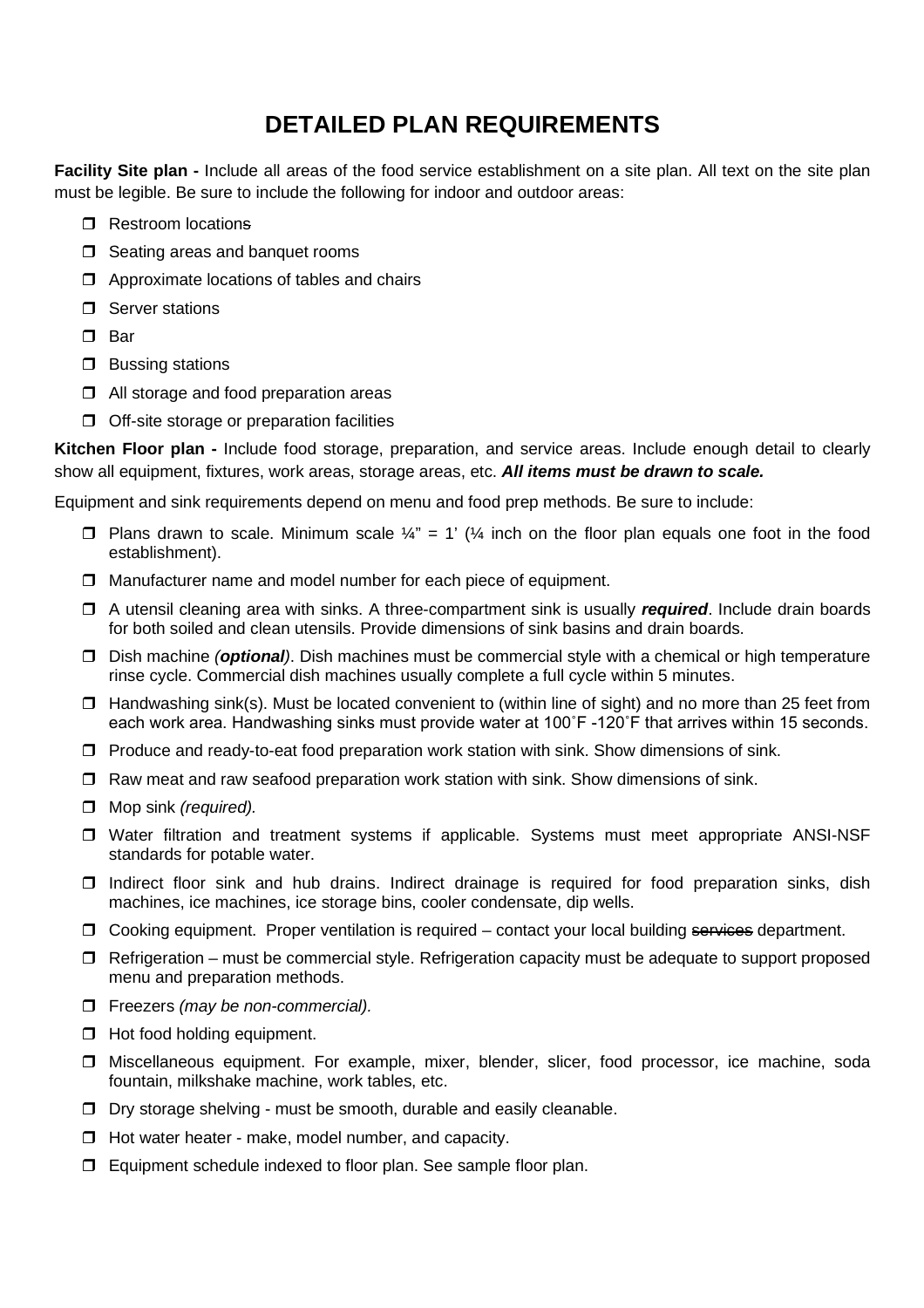# DETAILED PLAN REQUIREMENTS

**Facility Site plan -** Include all areas of the food service establishment on a site plan. All text on the site plan must be legible. Be sure to include the following for indoor and outdoor areas:

- ❒ Restroom locations
- ❒ Seating areas and banquet rooms
- ❒ Approximate locations of tables and chairs
- ❒ Server stations
- ❒ Bar
- ❒ Bussing stations
- ❒ All storage and food preparation areas
- ❒ Off-site storage or preparation facilities

**Kitchen Floor plan -** Include food storage, preparation, and service areas. Include enough detail to clearly show all equipment, fixtures, work areas, storage areas, etc. ***All items must be drawn to scale.***

Equipment and sink requirements depend on menu and food prep methods. Be sure to include:

- ❒ Plans drawn to scale. Minimum scale ¼" = 1' (¼ inch on the floor plan equals one foot in the food establishment).
- ❒ Manufacturer name and model number for each piece of equipment.
- ❒ A utensil cleaning area with sinks. A three-compartment sink is usually ***required***. Include drain boards for both soiled and clean utensils. Provide dimensions of sink basins and drain boards.
- ❒ Dish machine *(**optional**)*. Dish machines must be commercial style with a chemical or high temperature rinse cycle. Commercial dish machines usually complete a full cycle within 5 minutes.
- ❒ Handwashing sink(s). Must be located convenient to (within line of sight) and no more than 25 feet from each work area. Handwashing sinks must provide water at 100˚F -120˚F that arrives within 15 seconds.
- ❒ Produce and ready-to-eat food preparation work station with sink. Show dimensions of sink.
- ❒ Raw meat and raw seafood preparation work station with sink. Show dimensions of sink.
- ❒ Mop sink *(required).*
- ❒ Water filtration and treatment systems if applicable. Systems must meet appropriate ANSI-NSF standards for potable water.
- ❒ Indirect floor sink and hub drains. Indirect drainage is required for food preparation sinks, dish machines, ice machines, ice storage bins, cooler condensate, dip wells.
- ❒ Cooking equipment. Proper ventilation is required – contact your local building ~~services~~ department.
- ❒ Refrigeration – must be commercial style. Refrigeration capacity must be adequate to support proposed menu and preparation methods.
- ❒ Freezers *(may be non-commercial).*
- ❒ Hot food holding equipment.
- ❒ Miscellaneous equipment. For example, mixer, blender, slicer, food processor, ice machine, soda fountain, milkshake machine, work tables, etc.
- ❒ Dry storage shelving - must be smooth, durable and easily cleanable.
- ❒ Hot water heater - make, model number, and capacity.
- ❒ Equipment schedule indexed to floor plan. See sample floor plan.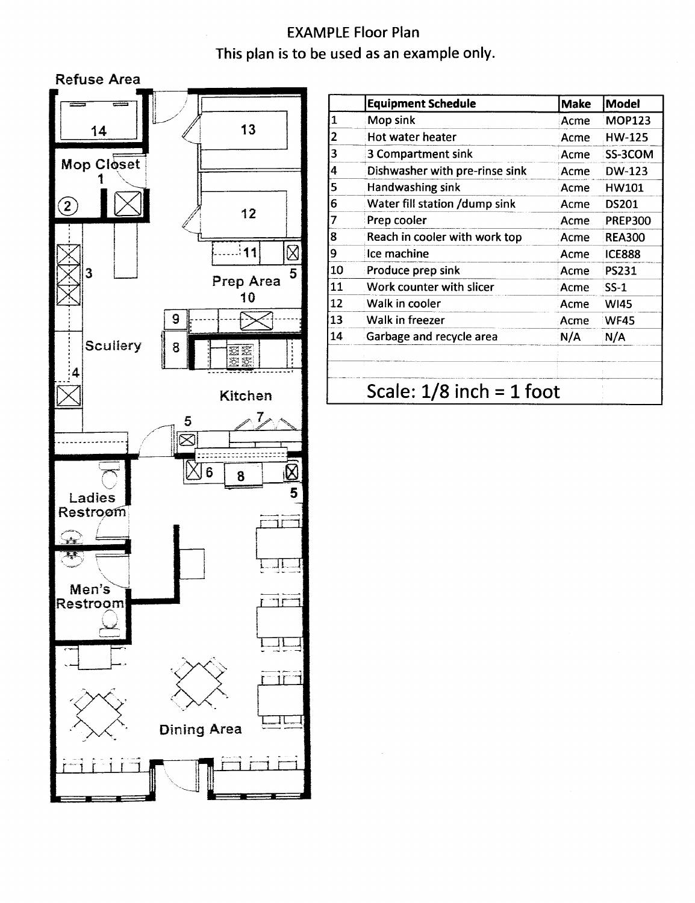EXAMPLE Floor Plan
This plan is to be used as an example only.

Refuse Area

14

13

Mop Closet
1

2

12

11

3

Prep Area
10

5

9

Scullery

8

4

Kitchen

5

7

6

8

5

Ladies Restroom

Men's Restroom

Dining Area

| | Equipment Schedule | Make | Model |
|---|---|---|---|
| 1 | Mop sink | Acme | MOP123 |
| 2 | Hot water heater | Acme | HW-125 |
| 3 | 3 Compartment sink | Acme | SS-3COM |
| 4 | Dishwasher with pre-rinse sink | Acme | DW-123 |
| 5 | Handwashing sink | Acme | HW101 |
| 6 | Water fill station /dump sink | Acme | DS201 |
| 7 | Prep cooler | Acme | PREP300 |
| 8 | Reach in cooler with work top | Acme | REA300 |
| 9 | Ice machine | Acme | ICE888 |
| 10 | Produce prep sink | Acme | PS231 |
| 11 | Work counter with slicer | Acme | SS-1 |
| 12 | Walk in cooler | Acme | WI45 |
| 13 | Walk in freezer | Acme | WF45 |
| 14 | Garbage and recycle area | N/A | N/A |
| | | | |
| | | | |
| | Scale: 1/8 inch = 1 foot | | |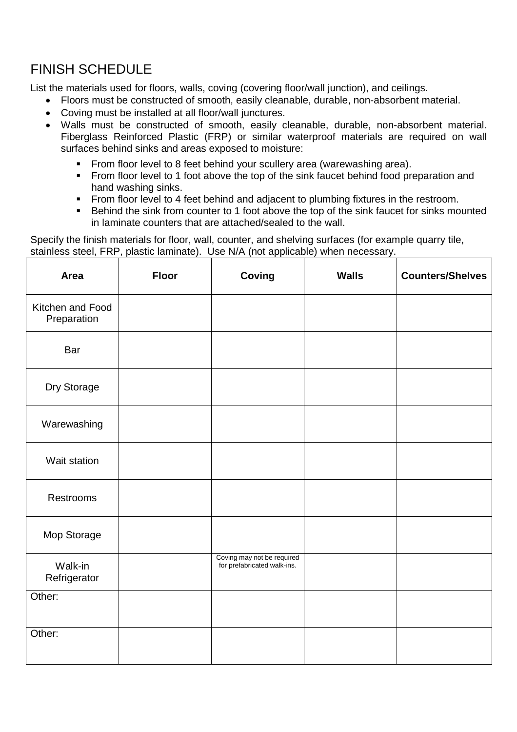## FINISH SCHEDULE

List the materials used for floors, walls, coving (covering floor/wall junction), and ceilings.

- Floors must be constructed of smooth, easily cleanable, durable, non-absorbent material.
- Coving must be installed at all floor/wall junctures.
- Walls must be constructed of smooth, easily cleanable, durable, non-absorbent material. Fiberglass Reinforced Plastic (FRP) or similar waterproof materials are required on wall surfaces behind sinks and areas exposed to moisture:
  - From floor level to 8 feet behind your scullery area (warewashing area).
  - From floor level to 1 foot above the top of the sink faucet behind food preparation and hand washing sinks.
  - From floor level to 4 feet behind and adjacent to plumbing fixtures in the restroom.
  - Behind the sink from counter to 1 foot above the top of the sink faucet for sinks mounted in laminate counters that are attached/sealed to the wall.

Specify the finish materials for floor, wall, counter, and shelving surfaces (for example quarry tile, stainless steel, FRP, plastic laminate). Use N/A (not applicable) when necessary.

| Area | Floor | Coving | Walls | Counters/Shelves |
|---|---|---|---|---|
| Kitchen and Food Preparation | | | | |
| Bar | | | | |
| Dry Storage | | | | |
| Warewashing | | | | |
| Wait station | | | | |
| Restrooms | | | | |
| Mop Storage | | | | |
| Walk-in Refrigerator | | Coving may not be required for prefabricated walk-ins. | | |
| Other: | | | | |
| Other: | | | | |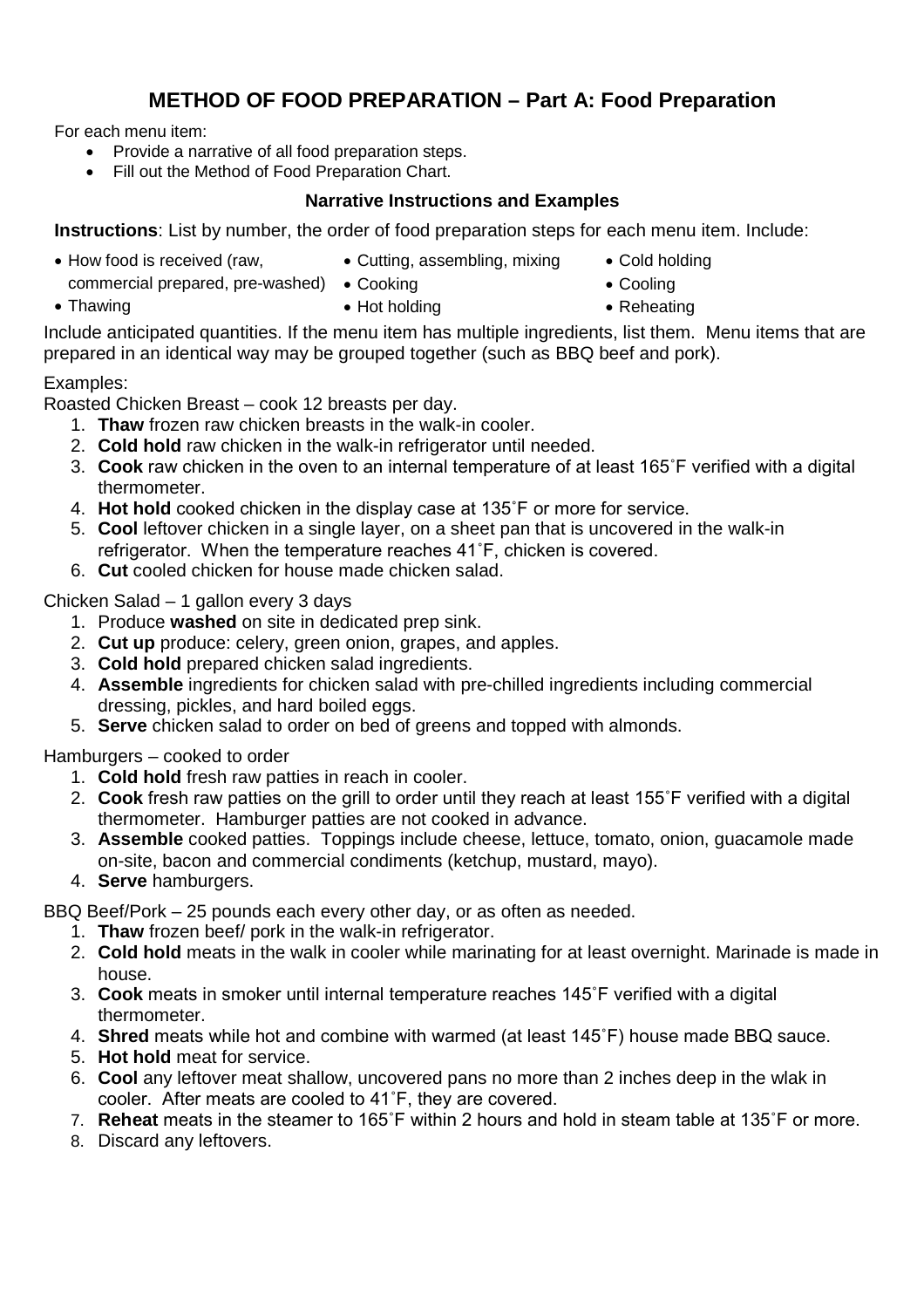# METHOD OF FOOD PREPARATION – Part A: Food Preparation

For each menu item:

- Provide a narrative of all food preparation steps.
- Fill out the Method of Food Preparation Chart.

### Narrative Instructions and Examples

**Instructions**: List by number, the order of food preparation steps for each menu item. Include:

- How food is received (raw, commercial prepared, pre-washed)
- Thawing
- Cutting, assembling, mixing
- Cooking
- Hot holding
- Cold holding
- Cooling
- Reheating

Include anticipated quantities. If the menu item has multiple ingredients, list them. Menu items that are prepared in an identical way may be grouped together (such as BBQ beef and pork).

Examples:

Roasted Chicken Breast – cook 12 breasts per day.

1. **Thaw** frozen raw chicken breasts in the walk-in cooler.
2. **Cold hold** raw chicken in the walk-in refrigerator until needed.
3. **Cook** raw chicken in the oven to an internal temperature of at least 165˚F verified with a digital thermometer.
4. **Hot hold** cooked chicken in the display case at 135˚F or more for service.
5. **Cool** leftover chicken in a single layer, on a sheet pan that is uncovered in the walk-in refrigerator. When the temperature reaches 41˚F, chicken is covered.
6. **Cut** cooled chicken for house made chicken salad.

Chicken Salad – 1 gallon every 3 days

1. Produce **washed** on site in dedicated prep sink.
2. **Cut up** produce: celery, green onion, grapes, and apples.
3. **Cold hold** prepared chicken salad ingredients.
4. **Assemble** ingredients for chicken salad with pre-chilled ingredients including commercial dressing, pickles, and hard boiled eggs.
5. **Serve** chicken salad to order on bed of greens and topped with almonds.

Hamburgers – cooked to order

1. **Cold hold** fresh raw patties in reach in cooler.
2. **Cook** fresh raw patties on the grill to order until they reach at least 155˚F verified with a digital thermometer. Hamburger patties are not cooked in advance.
3. **Assemble** cooked patties. Toppings include cheese, lettuce, tomato, onion, guacamole made on-site, bacon and commercial condiments (ketchup, mustard, mayo).
4. **Serve** hamburgers.

BBQ Beef/Pork – 25 pounds each every other day, or as often as needed.

1. **Thaw** frozen beef/ pork in the walk-in refrigerator.
2. **Cold hold** meats in the walk in cooler while marinating for at least overnight. Marinade is made in house.
3. **Cook** meats in smoker until internal temperature reaches 145˚F verified with a digital thermometer.
4. **Shred** meats while hot and combine with warmed (at least 145˚F) house made BBQ sauce.
5. **Hot hold** meat for service.
6. **Cool** any leftover meat shallow, uncovered pans no more than 2 inches deep in the wlak in cooler. After meats are cooled to 41˚F, they are covered.
7. **Reheat** meats in the steamer to 165˚F within 2 hours and hold in steam table at 135˚F or more.
8. Discard any leftovers.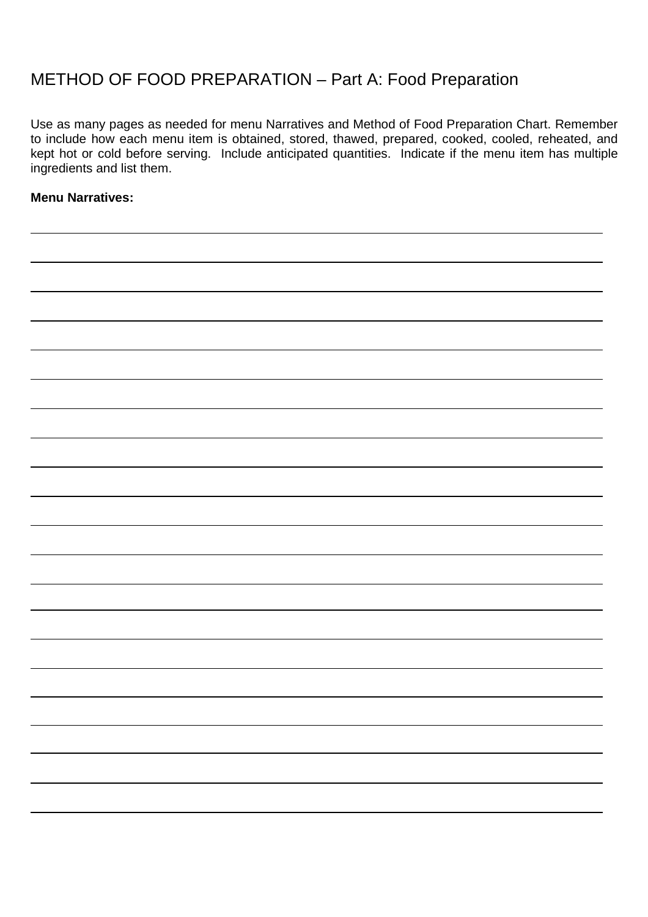# METHOD OF FOOD PREPARATION – Part A: Food Preparation

Use as many pages as needed for menu Narratives and Method of Food Preparation Chart. Remember to include how each menu item is obtained, stored, thawed, prepared, cooked, cooled, reheated, and kept hot or cold before serving. Include anticipated quantities. Indicate if the menu item has multiple ingredients and list them.

**Menu Narratives:**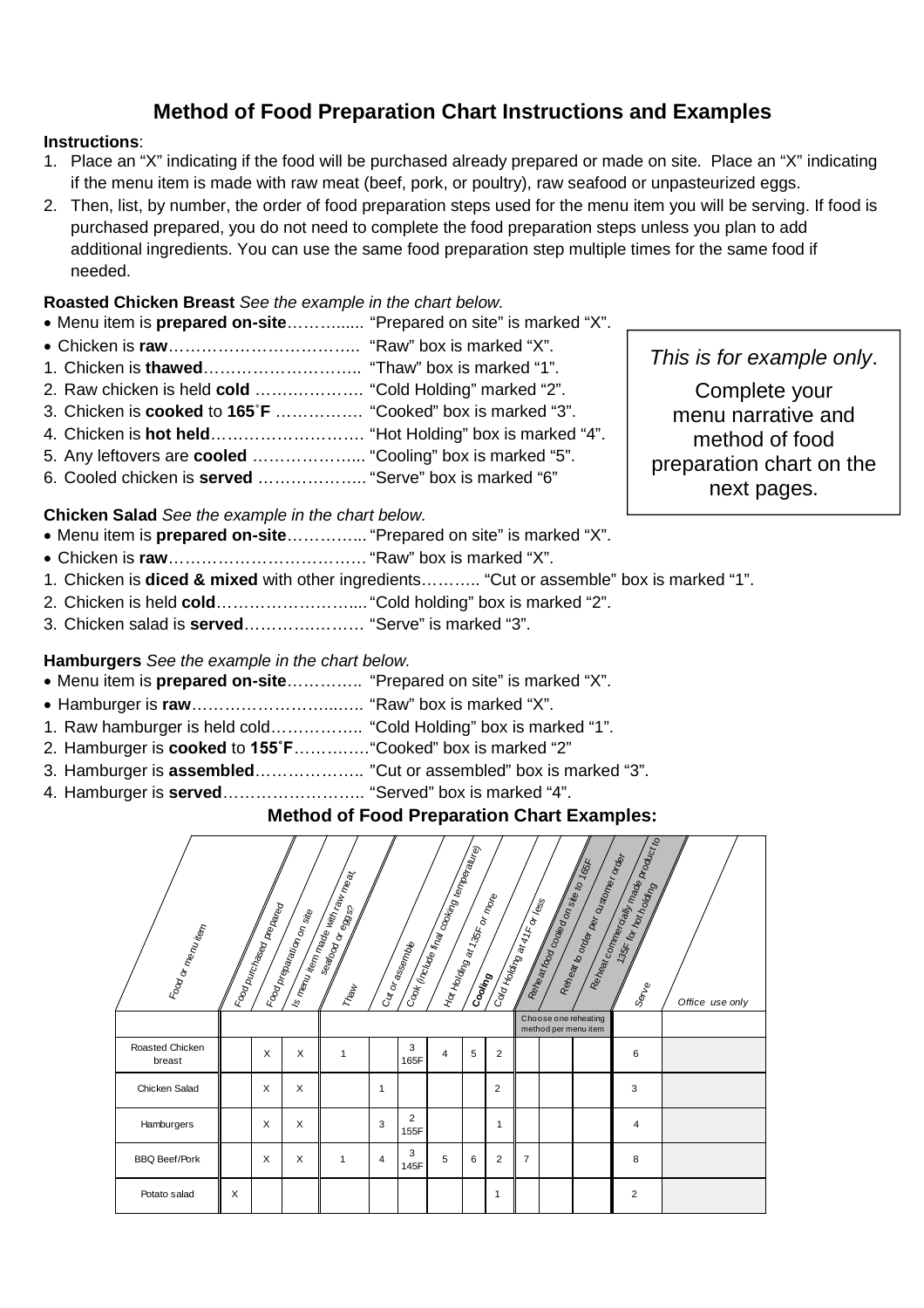## Method of Food Preparation Chart Instructions and Examples

**Instructions**:

1. Place an "X" indicating if the food will be purchased already prepared or made on site. Place an "X" indicating if the menu item is made with raw meat (beef, pork, or poultry), raw seafood or unpasteurized eggs.
2. Then, list, by number, the order of food preparation steps used for the menu item you will be serving. If food is purchased prepared, you do not need to complete the food preparation steps unless you plan to add additional ingredients. You can use the same food preparation step multiple times for the same food if needed.

**Roasted Chicken Breast** *See the example in the chart below.*

- Menu item is **prepared on-site**……….…... "Prepared on site" is marked "X".
- Chicken is **raw**……………………………... "Raw" box is marked "X".

1. Chicken is **thawed**……………………….. "Thaw" box is marked "1".
2. Raw chicken is held **cold** ………………. "Cold Holding" marked "2".
3. Chicken is **cooked** to **165˚F** …………… "Cooked" box is marked "3".
4. Chicken is **hot held**………………………. "Hot Holding" box is marked "4".
5. Any leftovers are **cooled** ………………... "Cooling" box is marked "5".
6. Cooled chicken is **served** ……………….. "Serve" box is marked "6"

> *This is for example only*.
>
> Complete your menu narrative and method of food preparation chart on the next pages.

**Chicken Salad** *See the example in the chart below.*

- Menu item is **prepared on-site**…………... "Prepared on site" is marked "X".
- Chicken is **raw**………………………………. "Raw" box is marked "X".

1. Chicken is **diced & mixed** with other ingredients……….. "Cut or assemble" box is marked "1".
2. Chicken is held **cold**……………………..... "Cold holding" box is marked "2".
3. Chicken salad is **served**………………… "Serve" is marked "3".

**Hamburgers** *See the example in the chart below.*

- Menu item is **prepared on-site**………….. "Prepared on site" is marked "X".
- Hamburger is **raw**…………………….…... "Raw" box is marked "X".

1. Raw hamburger is held cold…………….. "Cold Holding" box is marked "1".
2. Hamburger is **cooked** to **155˚F**…………."Cooked" box is marked "2"
3. Hamburger is **assembled**……………….. "Cut or assembled" box is marked "3".
4. Hamburger is **served**…………………….. "Served" box is marked "4".

### Method of Food Preparation Chart Examples:

| Food or menu item | Food purchased prepared | Food preparation on site | Is menu item made with raw meat, seafood or eggs? | Thaw | Cut or assemble | Cook (include final cooking temperature) | Hot Holding at 135F or more | **Cooling** | Cold Holding at 41F or less | Reheat food cooked on site to 165F | Reheat to order per customer order | Reheat commercially made product to 135F for hot holding | Serve | Office use only |
|---|---|---|---|---|---|---|---|---|---|---|---|---|---|---|
| | | | | | | | | | | Choose one reheating method per menu item | | | | |
| Roasted Chicken breast | | X | X | 1 | | 3 165F | 4 | 5 | 2 | | | | 6 | |
| Chicken Salad | | X | X | | 1 | | | | 2 | | | | 3 | |
| Hamburgers | | X | X | | 3 | 2 155F | | | 1 | | | | 4 | |
| BBQ Beef/Pork | | X | X | 1 | 4 | 3 145F | 5 | 6 | 2 | 7 | | | 8 | |
| Potato salad | X | | | | | | | | 1 | | | | 2 | |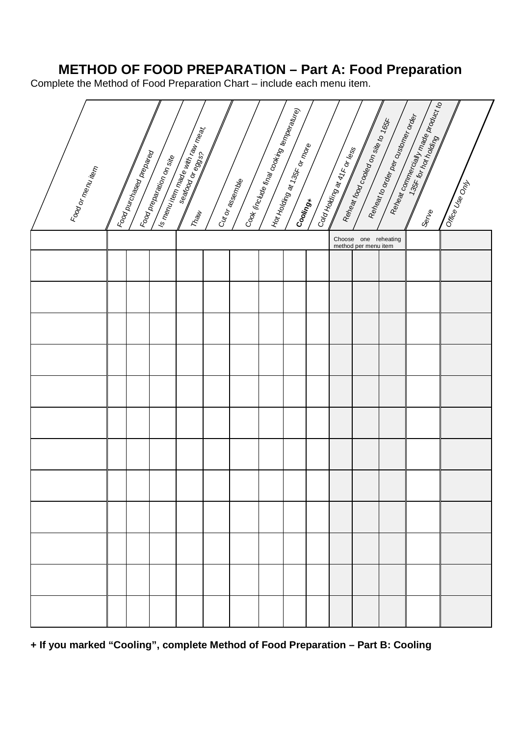# METHOD OF FOOD PREPARATION – Part A: Food Preparation

Complete the Method of Food Preparation Chart – include each menu item.

| Food or menu item | Food purchased prepared | Food preparation on site | Is menu item made with raw meat, seafood or eggs? | Thaw | Cut or assemble | Cook (include final cooking temperature) | Hot Holding at 135F or more | **Cooling+** | Cold Holding at 41F or less | Reheat food cooled on site to 165F | Reheat to order per customer order | Reheat commercially made product to 135F for hot holding | Serve | Office Use Only |
|---|---|---|---|---|---|---|---|---|---|---|---|---|---|---|
| | | | | | | | | | | Choose one reheating method per menu item | | | | |
| | | | | | | | | | | | | | | |
| | | | | | | | | | | | | | | |
| | | | | | | | | | | | | | | |
| | | | | | | | | | | | | | | |
| | | | | | | | | | | | | | | |
| | | | | | | | | | | | | | | |
| | | | | | | | | | | | | | | |
| | | | | | | | | | | | | | | |
| | | | | | | | | | | | | | | |
| | | | | | | | | | | | | | | |
| | | | | | | | | | | | | | | |
| | | | | | | | | | | | | | | |

**+ If you marked "Cooling", complete Method of Food Preparation – Part B: Cooling**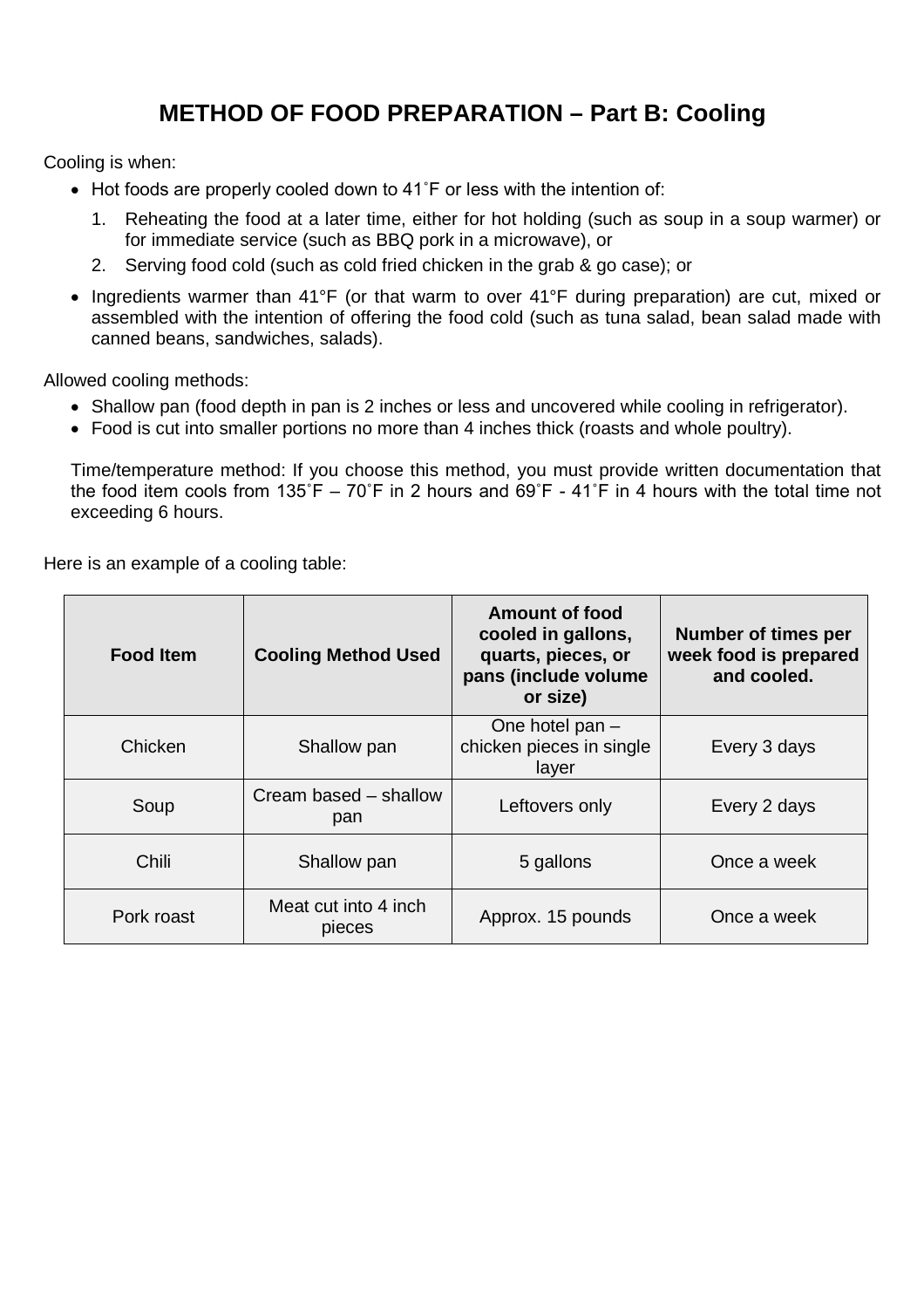# METHOD OF FOOD PREPARATION – Part B: Cooling

Cooling is when:

- Hot foods are properly cooled down to 41˚F or less with the intention of:
  1. Reheating the food at a later time, either for hot holding (such as soup in a soup warmer) or for immediate service (such as BBQ pork in a microwave), or
  2. Serving food cold (such as cold fried chicken in the grab & go case); or
- Ingredients warmer than 41°F (or that warm to over 41°F during preparation) are cut, mixed or assembled with the intention of offering the food cold (such as tuna salad, bean salad made with canned beans, sandwiches, salads).

Allowed cooling methods:

- Shallow pan (food depth in pan is 2 inches or less and uncovered while cooling in refrigerator).
- Food is cut into smaller portions no more than 4 inches thick (roasts and whole poultry).

Time/temperature method: If you choose this method, you must provide written documentation that the food item cools from 135˚F – 70˚F in 2 hours and 69˚F - 41˚F in 4 hours with the total time not exceeding 6 hours.

Here is an example of a cooling table:

| Food Item | Cooling Method Used | Amount of food cooled in gallons, quarts, pieces, or pans (include volume or size) | Number of times per week food is prepared and cooled. |
|---|---|---|---|
| Chicken | Shallow pan | One hotel pan – chicken pieces in single layer | Every 3 days |
| Soup | Cream based – shallow pan | Leftovers only | Every 2 days |
| Chili | Shallow pan | 5 gallons | Once a week |
| Pork roast | Meat cut into 4 inch pieces | Approx. 15 pounds | Once a week |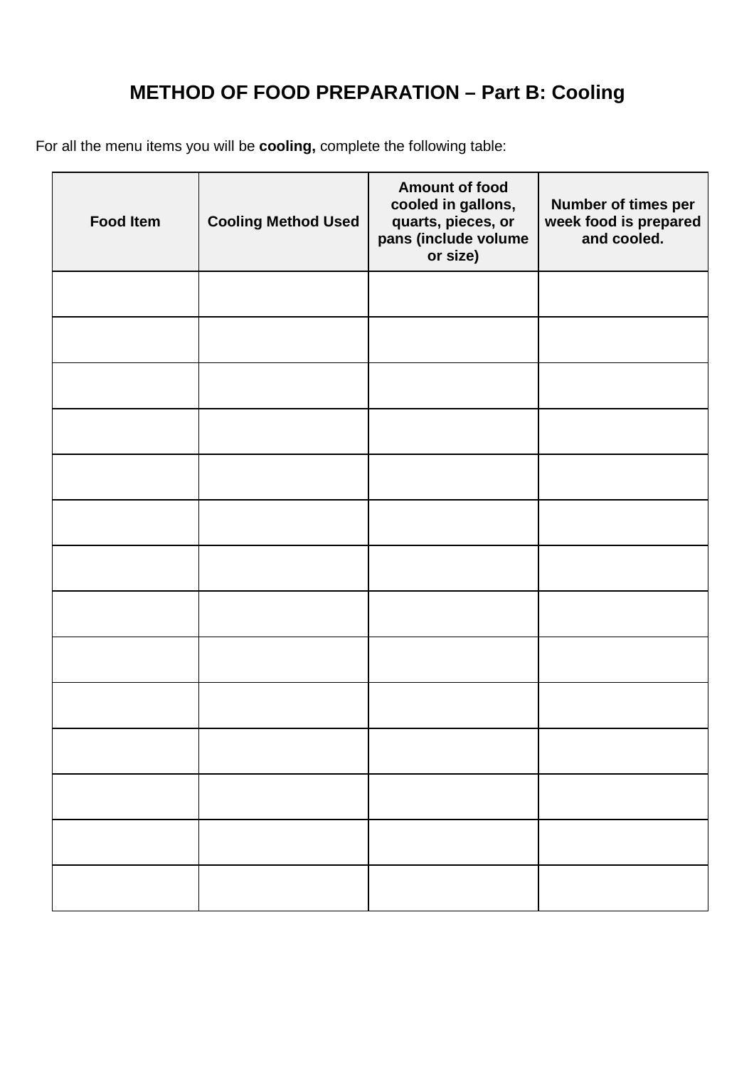# METHOD OF FOOD PREPARATION – Part B: Cooling

For all the menu items you will be **cooling,** complete the following table:

| Food Item | Cooling Method Used | Amount of food cooled in gallons, quarts, pieces, or pans (include volume or size) | Number of times per week food is prepared and cooled. |
|---|---|---|---|
| | | | |
| | | | |
| | | | |
| | | | |
| | | | |
| | | | |
| | | | |
| | | | |
| | | | |
| | | | |
| | | | |
| | | | |
| | | | |
| | | | |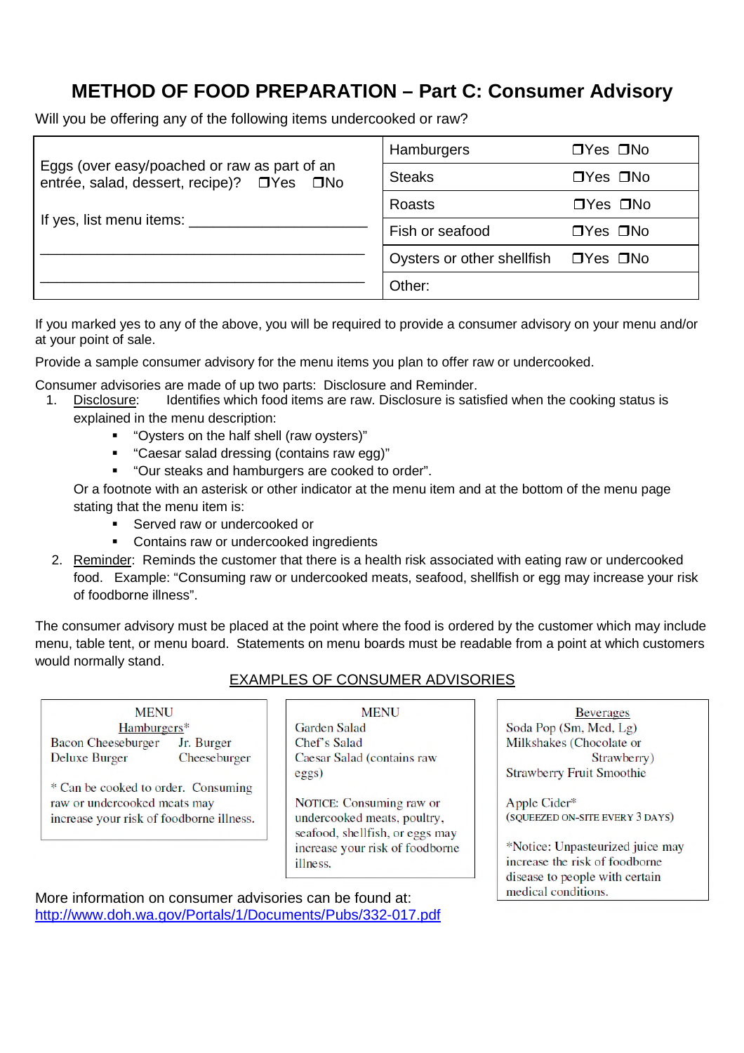# METHOD OF FOOD PREPARATION – Part C: Consumer Advisory

Will you be offering any of the following items undercooked or raw?

| Eggs (over easy/poached or raw as part of an entrée, salad, dessert, recipe)? ❒Yes ❒No | Hamburgers | ❒Yes ❒No |
|---|---|---|
| | Steaks | ❒Yes ❒No |
| If yes, list menu items: ______________________ | Roasts | ❒Yes ❒No |
| ________________________________________ | Fish or seafood | ❒Yes ❒No |
| | Oysters or other shellfish | ❒Yes ❒No |
| ________________________________________ | Other: | |

If you marked yes to any of the above, you will be required to provide a consumer advisory on your menu and/or at your point of sale.

Provide a sample consumer advisory for the menu items you plan to offer raw or undercooked.

Consumer advisories are made of up two parts: Disclosure and Reminder.

1. Disclosure: Identifies which food items are raw. Disclosure is satisfied when the cooking status is explained in the menu description:
   - "Oysters on the half shell (raw oysters)"
   - "Caesar salad dressing (contains raw egg)"
   - "Our steaks and hamburgers are cooked to order".

   Or a footnote with an asterisk or other indicator at the menu item and at the bottom of the menu page stating that the menu item is:
   - Served raw or undercooked or
   - Contains raw or undercooked ingredients
2. Reminder: Reminds the customer that there is a health risk associated with eating raw or undercooked food. Example: "Consuming raw or undercooked meats, seafood, shellfish or egg may increase your risk of foodborne illness".

The consumer advisory must be placed at the point where the food is ordered by the customer which may include menu, table tent, or menu board. Statements on menu boards must be readable from a point at which customers would normally stand.

## EXAMPLES OF CONSUMER ADVISORIES

**MENU**
Hamburgers*
Bacon Cheeseburger Jr. Burger
Deluxe Burger Cheeseburger

* Can be cooked to order. Consuming raw or undercooked meats may increase your risk of foodborne illness.

**MENU**
Garden Salad
Chef's Salad
Caesar Salad (contains raw eggs)

NOTICE: Consuming raw or undercooked meats, poultry, seafood, shellfish, or eggs may increase your risk of foodborne illness.

**Beverages**
Soda Pop (Sm, Med, Lg)
Milkshakes (Chocolate or Strawberry)
Strawberry Fruit Smoothie

Apple Cider*
(SQUEEZED ON-SITE EVERY 3 DAYS)

*Notice: Unpasteurized juice may increase the risk of foodborne disease to people with certain medical conditions.

More information on consumer advisories can be found at:
http://www.doh.wa.gov/Portals/1/Documents/Pubs/332-017.pdf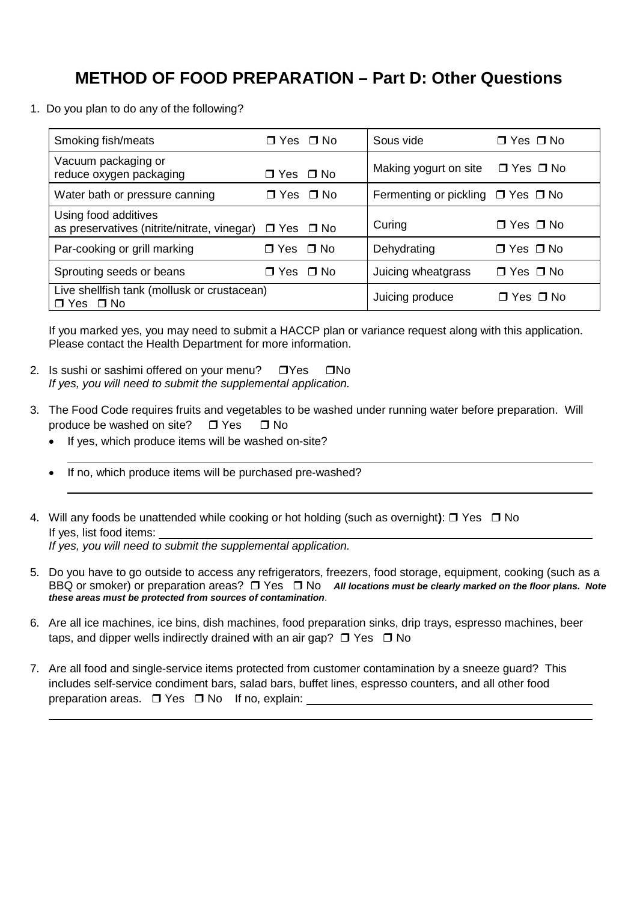# METHOD OF FOOD PREPARATION – Part D: Other Questions

1. Do you plan to do any of the following?

| | | | |
|---|---|---|---|
| Smoking fish/meats | ❒ Yes ❒ No | Sous vide | ❒ Yes ❒ No |
| Vacuum packaging or reduce oxygen packaging | ❒ Yes ❒ No | Making yogurt on site | ❒ Yes ❒ No |
| Water bath or pressure canning | ❒ Yes ❒ No | Fermenting or pickling | ❒ Yes ❒ No |
| Using food additives as preservatives (nitrite/nitrate, vinegar) | ❒ Yes ❒ No | Curing | ❒ Yes ❒ No |
| Par-cooking or grill marking | ❒ Yes ❒ No | Dehydrating | ❒ Yes ❒ No |
| Sprouting seeds or beans | ❒ Yes ❒ No | Juicing wheatgrass | ❒ Yes ❒ No |
| Live shellfish tank (mollusk or crustacean) ❒ Yes ❒ No | | Juicing produce | ❒ Yes ❒ No |

   If you marked yes, you may need to submit a HACCP plan or variance request along with this application. Please contact the Health Department for more information.

2. Is sushi or sashimi offered on your menu? ❒Yes ❒No
   *If yes, you will need to submit the supplemental application.*

3. The Food Code requires fruits and vegetables to be washed under running water before preparation. Will produce be washed on site? ❒ Yes ❒ No
   - If yes, which produce items will be washed on-site? ______________________________
   - If no, which produce items will be purchased pre-washed? ______________________________

4. Will any foods be unattended while cooking or hot holding (such as overnight): ❒ Yes ❒ No
   If yes, list food items: ______________________________
   *If yes, you will need to submit the supplemental application.*

5. Do you have to go outside to access any refrigerators, freezers, food storage, equipment, cooking (such as a BBQ or smoker) or preparation areas? ❒ Yes ❒ No ***All locations must be clearly marked on the floor plans. Note these areas must be protected from sources of contamination***.

6. Are all ice machines, ice bins, dish machines, food preparation sinks, drip trays, espresso machines, beer taps, and dipper wells indirectly drained with an air gap? ❒ Yes ❒ No

7. Are all food and single-service items protected from customer contamination by a sneeze guard? This includes self-service condiment bars, salad bars, buffet lines, espresso counters, and all other food preparation areas. ❒ Yes ❒ No If no, explain: ______________________________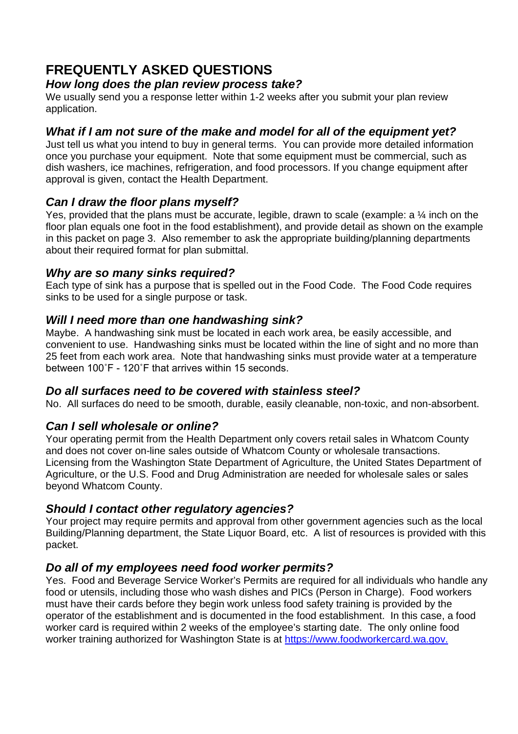# FREQUENTLY ASKED QUESTIONS

### *How long does the plan review process take?*

We usually send you a response letter within 1-2 weeks after you submit your plan review application.

### *What if I am not sure of the make and model for all of the equipment yet?*

Just tell us what you intend to buy in general terms. You can provide more detailed information once you purchase your equipment. Note that some equipment must be commercial, such as dish washers, ice machines, refrigeration, and food processors. If you change equipment after approval is given, contact the Health Department.

### *Can I draw the floor plans myself?*

Yes, provided that the plans must be accurate, legible, drawn to scale (example: a ¼ inch on the floor plan equals one foot in the food establishment), and provide detail as shown on the example in this packet on page 3. Also remember to ask the appropriate building/planning departments about their required format for plan submittal.

### *Why are so many sinks required?*

Each type of sink has a purpose that is spelled out in the Food Code. The Food Code requires sinks to be used for a single purpose or task.

### *Will I need more than one handwashing sink?*

Maybe. A handwashing sink must be located in each work area, be easily accessible, and convenient to use. Handwashing sinks must be located within the line of sight and no more than 25 feet from each work area. Note that handwashing sinks must provide water at a temperature between 100˚F - 120˚F that arrives within 15 seconds.

### *Do all surfaces need to be covered with stainless steel?*

No. All surfaces do need to be smooth, durable, easily cleanable, non-toxic, and non-absorbent.

### *Can I sell wholesale or online?*

Your operating permit from the Health Department only covers retail sales in Whatcom County and does not cover on-line sales outside of Whatcom County or wholesale transactions. Licensing from the Washington State Department of Agriculture, the United States Department of Agriculture, or the U.S. Food and Drug Administration are needed for wholesale sales or sales beyond Whatcom County.

### *Should I contact other regulatory agencies?*

Your project may require permits and approval from other government agencies such as the local Building/Planning department, the State Liquor Board, etc. A list of resources is provided with this packet.

### *Do all of my employees need food worker permits?*

Yes. Food and Beverage Service Worker's Permits are required for all individuals who handle any food or utensils, including those who wash dishes and PICs (Person in Charge). Food workers must have their cards before they begin work unless food safety training is provided by the operator of the establishment and is documented in the food establishment. In this case, a food worker card is required within 2 weeks of the employee's starting date. The only online food worker training authorized for Washington State is at [https://www.foodworkercard.wa.gov.](https://www.foodworkercard.wa.gov)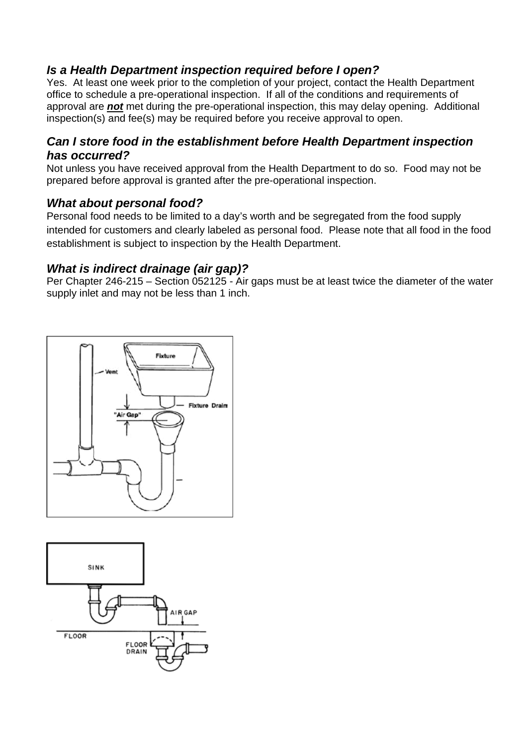### *Is a Health Department inspection required before I open?*

Yes. At least one week prior to the completion of your project, contact the Health Department office to schedule a pre-operational inspection. If all of the conditions and requirements of approval are ***not*** met during the pre-operational inspection, this may delay opening. Additional inspection(s) and fee(s) may be required before you receive approval to open.

### *Can I store food in the establishment before Health Department inspection has occurred?*

Not unless you have received approval from the Health Department to do so. Food may not be prepared before approval is granted after the pre-operational inspection.

### *What about personal food?*

Personal food needs to be limited to a day's worth and be segregated from the food supply intended for customers and clearly labeled as personal food. Please note that all food in the food establishment is subject to inspection by the Health Department.

### *What is indirect drainage (air gap)?*

Per Chapter 246-215 – Section 052125 - Air gaps must be at least twice the diameter of the water supply inlet and may not be less than 1 inch.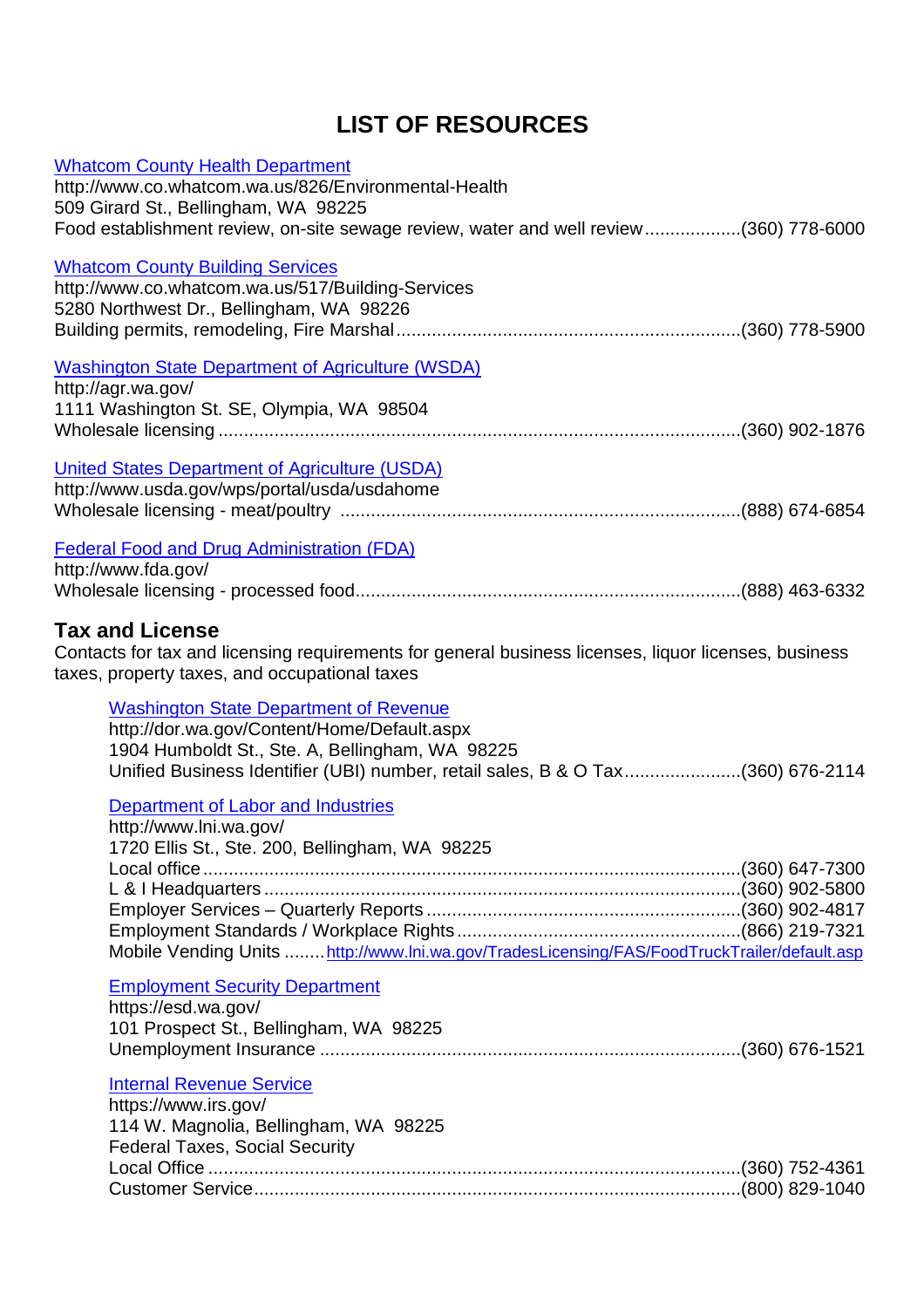# LIST OF RESOURCES

[Whatcom County Health Department](http://www.co.whatcom.wa.us/826/Environmental-Health)
http://www.co.whatcom.wa.us/826/Environmental-Health
509 Girard St., Bellingham, WA 98225
Food establishment review, on-site sewage review, water and well review..................(360) 778-6000

[Whatcom County Building Services](http://www.co.whatcom.wa.us/517/Building-Services)
http://www.co.whatcom.wa.us/517/Building-Services
5280 Northwest Dr., Bellingham, WA 98226
Building permits, remodeling, Fire Marshal..................................................................(360) 778-5900

[Washington State Department of Agriculture (WSDA)](http://agr.wa.gov/)
http://agr.wa.gov/
1111 Washington St. SE, Olympia, WA 98504
Wholesale licensing .......................................................................................................(360) 902-1876

[United States Department of Agriculture (USDA)](http://www.usda.gov/wps/portal/usda/usdahome)
http://www.usda.gov/wps/portal/usda/usdahome
Wholesale licensing - meat/poultry ..............................................................................(888) 674-6854

[Federal Food and Drug Administration (FDA)](http://www.fda.gov/)
http://www.fda.gov/
Wholesale licensing - processed food...........................................................................(888) 463-6332

## Tax and License

Contacts for tax and licensing requirements for general business licenses, liquor licenses, business taxes, property taxes, and occupational taxes

[Washington State Department of Revenue](http://dor.wa.gov/Content/Home/Default.aspx)
http://dor.wa.gov/Content/Home/Default.aspx
1904 Humboldt St., Ste. A, Bellingham, WA 98225
Unified Business Identifier (UBI) number, retail sales, B & O Tax.......................(360) 676-2114

[Department of Labor and Industries](http://www.lni.wa.gov/)
http://www.lni.wa.gov/
1720 Ellis St., Ste. 200, Bellingham, WA 98225
Local office ......................................................................................................(360) 647-7300
L & I Headquarters ...........................................................................................(360) 902-5800
Employer Services – Quarterly Reports .............................................................(360) 902-4817
Employment Standards / Workplace Rights .......................................................(866) 219-7321
Mobile Vending Units ........ [http://www.lni.wa.gov/TradesLicensing/FAS/FoodTruckTrailer/default.asp](http://www.lni.wa.gov/TradesLicensing/FAS/FoodTruckTrailer/default.asp)

[Employment Security Department](https://esd.wa.gov/)
https://esd.wa.gov/
101 Prospect St., Bellingham, WA 98225
Unemployment Insurance ..................................................................................(360) 676-1521

[Internal Revenue Service](https://www.irs.gov/)
https://www.irs.gov/
114 W. Magnolia, Bellingham, WA 98225
Federal Taxes, Social Security
Local Office ......................................................................................................(360) 752-4361
Customer Service...............................................................................................(800) 829-1040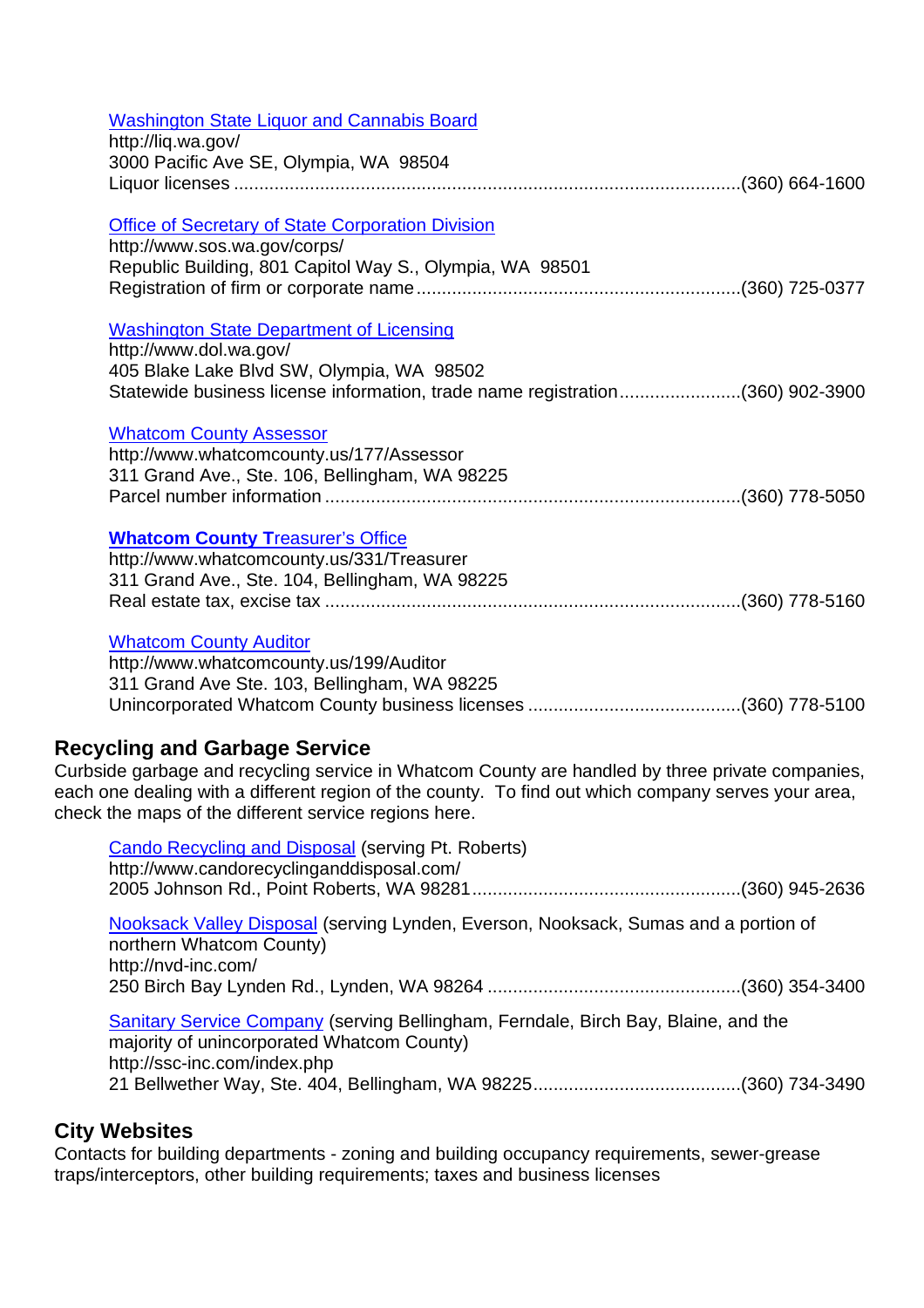[Washington State Liquor and Cannabis Board](http://liq.wa.gov/)
http://liq.wa.gov/
3000 Pacific Ave SE, Olympia, WA 98504
Liquor licenses ....................................................................................................(360) 664-1600

[Office of Secretary of State Corporation Division](http://www.sos.wa.gov/corps/)
http://www.sos.wa.gov/corps/
Republic Building, 801 Capitol Way S., Olympia, WA 98501
Registration of firm or corporate name................................................................(360) 725-0377

[Washington State Department of Licensing](http://www.dol.wa.gov/)
http://www.dol.wa.gov/
405 Blake Lake Blvd SW, Olympia, WA 98502
Statewide business license information, trade name registration........................(360) 902-3900

[Whatcom County Assessor](http://www.whatcomcounty.us/177/Assessor)
http://www.whatcomcounty.us/177/Assessor
311 Grand Ave., Ste. 106, Bellingham, WA 98225
Parcel number information ..................................................................................(360) 778-5050

[**Whatcom County T**reasurer's Office](http://www.whatcomcounty.us/331/Treasurer)
http://www.whatcomcounty.us/331/Treasurer
311 Grand Ave., Ste. 104, Bellingham, WA 98225
Real estate tax, excise tax ..................................................................................(360) 778-5160

[Whatcom County Auditor](http://www.whatcomcounty.us/199/Auditor)
http://www.whatcomcounty.us/199/Auditor
311 Grand Ave Ste. 103, Bellingham, WA 98225
Unincorporated Whatcom County business licenses ..........................................(360) 778-5100

## Recycling and Garbage Service

Curbside garbage and recycling service in Whatcom County are handled by three private companies, each one dealing with a different region of the county. To find out which company serves your area, check the maps of the different service regions here.

[Cando Recycling and Disposal](http://www.candorecyclinganddisposal.com/) (serving Pt. Roberts)
http://www.candorecyclinganddisposal.com/
2005 Johnson Rd., Point Roberts, WA 98281.....................................................(360) 945-2636

[Nooksack Valley Disposal](http://nvd-inc.com/) (serving Lynden, Everson, Nooksack, Sumas and a portion of northern Whatcom County)
http://nvd-inc.com/
250 Birch Bay Lynden Rd., Lynden, WA 98264 ..................................................(360) 354-3400

[Sanitary Service Company](http://ssc-inc.com/index.php) (serving Bellingham, Ferndale, Birch Bay, Blaine, and the majority of unincorporated Whatcom County)
http://ssc-inc.com/index.php
21 Bellwether Way, Ste. 404, Bellingham, WA 98225.........................................(360) 734-3490

## City Websites

Contacts for building departments - zoning and building occupancy requirements, sewer-grease traps/interceptors, other building requirements; taxes and business licenses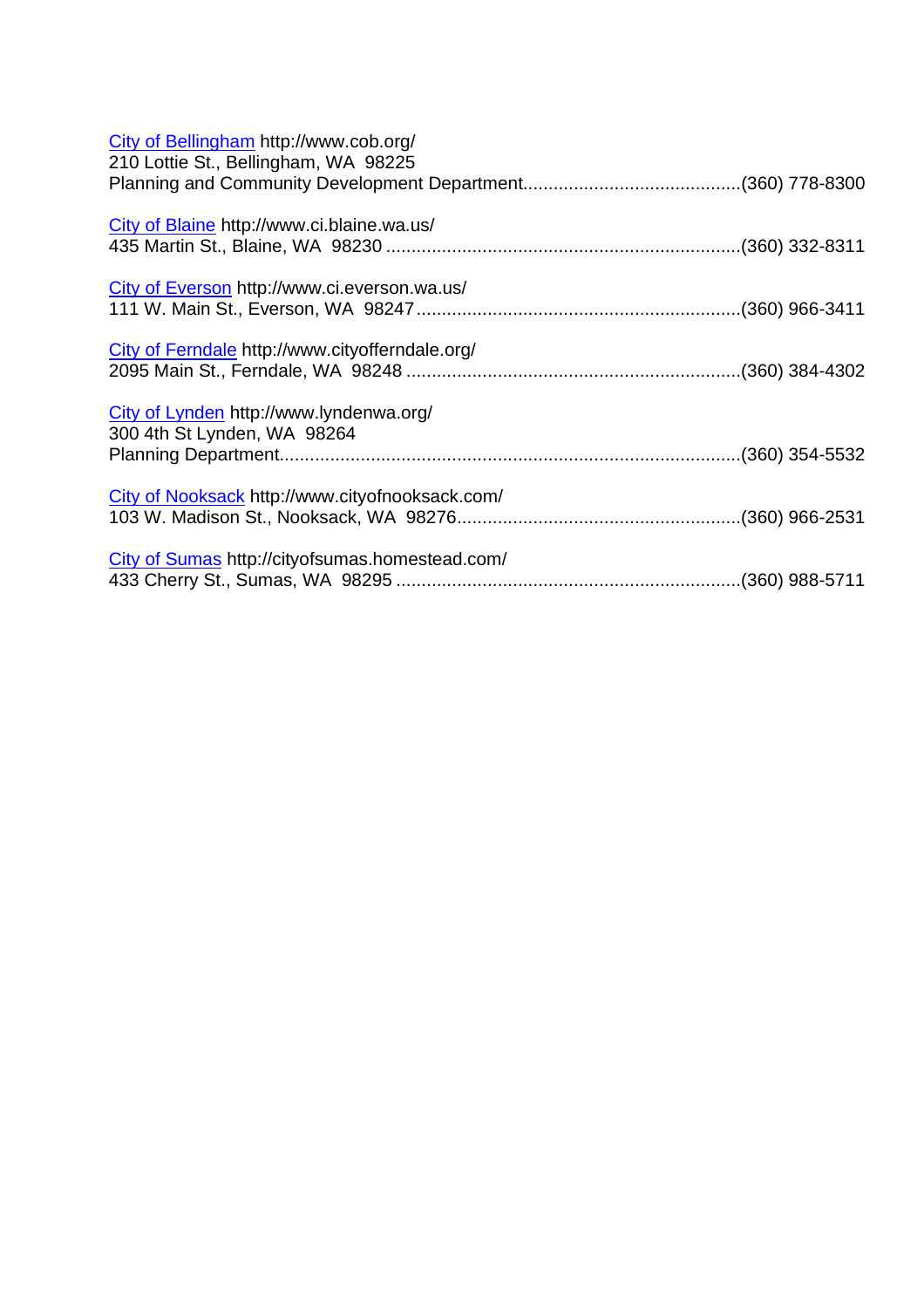City of Bellingham http://www.cob.org/
210 Lottie St., Bellingham, WA 98225
Planning and Community Development Department..........................................(360) 778-8300

City of Blaine http://www.ci.blaine.wa.us/
435 Martin St., Blaine, WA 98230 .....................................................................(360) 332-8311

City of Everson http://www.ci.everson.wa.us/
111 W. Main St., Everson, WA 98247...............................................................(360) 966-3411

City of Ferndale http://www.cityofferndale.org/
2095 Main St., Ferndale, WA 98248 .................................................................(360) 384-4302

City of Lynden http://www.lyndenwa.org/
300 4th St Lynden, WA 98264
Planning Department..........................................................................................(360) 354-5532

City of Nooksack http://www.cityofnooksack.com/
103 W. Madison St., Nooksack, WA 98276.......................................................(360) 966-2531

City of Sumas http://cityofsumas.homestead.com/
433 Cherry St., Sumas, WA 98295 ...................................................................(360) 988-5711